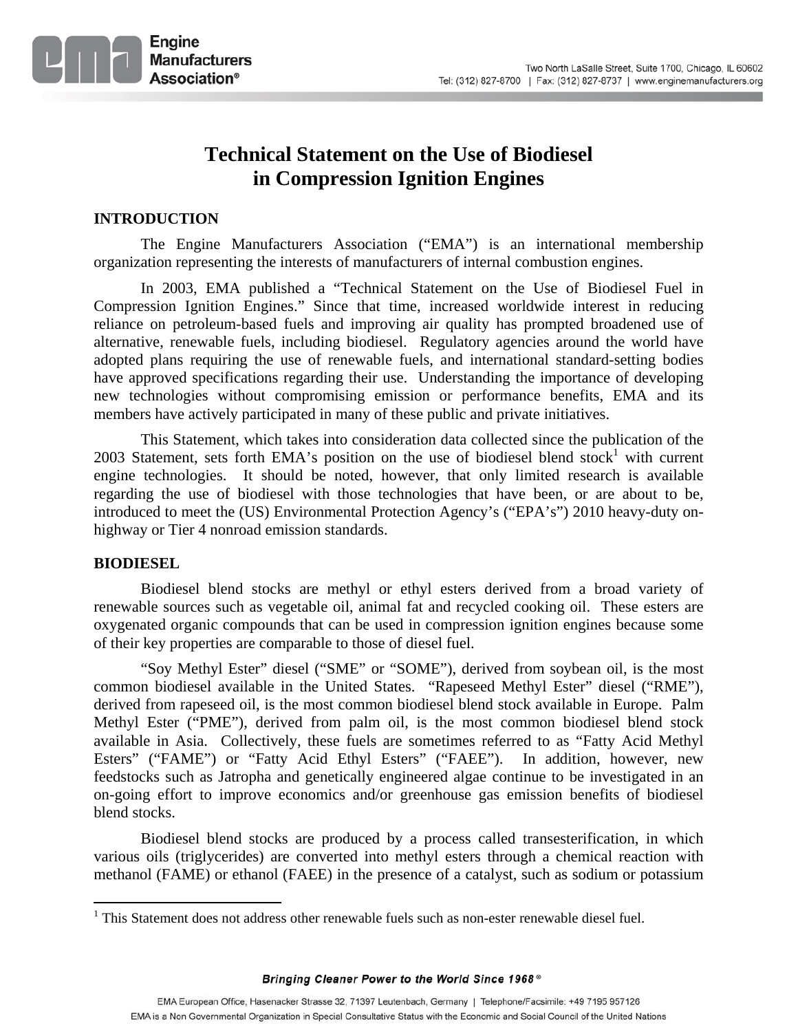# Technical Statement on the Use of Biodiesel in Compression Ignition Engines

## INTRODUCTION

The Engine Manufacturers Association ("EMA") is an international membership organization representing the interests of manufacturers of internal combustion engines.

In 2003, EMA published a "Technical Statement on the Use of Biodiesel Fuel in Compression Ignition Engines." Since that time, increased worldwide interest in reducing reliance on petroleum-based fuels and improving air quality has prompted broadened use of alternative, renewable fuels, including biodiesel. Regulatory agencies around the world have adopted plans requiring the use of renewable fuels, and international standard-setting bodies have approved specifications regarding their use. Understanding the importance of developing new technologies without compromising emission or performance benefits, EMA and its members have actively participated in many of these public and private initiatives.

This Statement, which takes into consideration data collected since the publication of the 2003 Statement, sets forth EMA's position on the use of biodiesel blend stock[1] with current engine technologies. It should be noted, however, that only limited research is available regarding the use of biodiesel with those technologies that have been, or are about to be, introduced to meet the (US) Environmental Protection Agency's ("EPA's") 2010 heavy-duty on-highway or Tier 4 nonroad emission standards.

## BIODIESEL

Biodiesel blend stocks are methyl or ethyl esters derived from a broad variety of renewable sources such as vegetable oil, animal fat and recycled cooking oil. These esters are oxygenated organic compounds that can be used in compression ignition engines because some of their key properties are comparable to those of diesel fuel.

"Soy Methyl Ester" diesel ("SME" or "SOME"), derived from soybean oil, is the most common biodiesel available in the United States. "Rapeseed Methyl Ester" diesel ("RME"), derived from rapeseed oil, is the most common biodiesel blend stock available in Europe. Palm Methyl Ester ("PME"), derived from palm oil, is the most common biodiesel blend stock available in Asia. Collectively, these fuels are sometimes referred to as "Fatty Acid Methyl Esters" ("FAME") or "Fatty Acid Ethyl Esters" ("FAEE"). In addition, however, new feedstocks such as Jatropha and genetically engineered algae continue to be investigated in an on-going effort to improve economics and/or greenhouse gas emission benefits of biodiesel blend stocks.

Biodiesel blend stocks are produced by a process called transesterification, in which various oils (triglycerides) are converted into methyl esters through a chemical reaction with methanol (FAME) or ethanol (FAEE) in the presence of a catalyst, such as sodium or potassium

---

[1] This Statement does not address other renewable fuels such as non-ester renewable diesel fuel.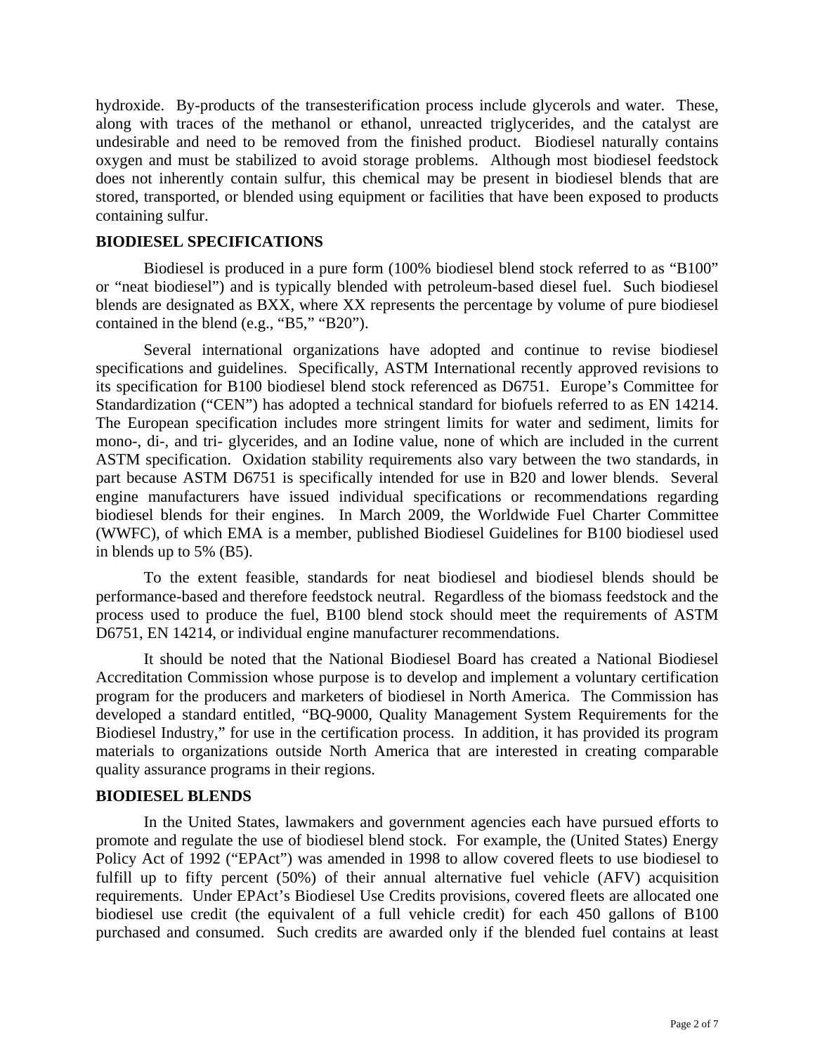hydroxide. By-products of the transesterification process include glycerols and water. These, along with traces of the methanol or ethanol, unreacted triglycerides, and the catalyst are undesirable and need to be removed from the finished product. Biodiesel naturally contains oxygen and must be stabilized to avoid storage problems. Although most biodiesel feedstock does not inherently contain sulfur, this chemical may be present in biodiesel blends that are stored, transported, or blended using equipment or facilities that have been exposed to products containing sulfur.

## BIODIESEL SPECIFICATIONS

Biodiesel is produced in a pure form (100% biodiesel blend stock referred to as "B100" or "neat biodiesel") and is typically blended with petroleum-based diesel fuel. Such biodiesel blends are designated as BXX, where XX represents the percentage by volume of pure biodiesel contained in the blend (e.g., "B5," "B20").

Several international organizations have adopted and continue to revise biodiesel specifications and guidelines. Specifically, ASTM International recently approved revisions to its specification for B100 biodiesel blend stock referenced as D6751. Europe's Committee for Standardization ("CEN") has adopted a technical standard for biofuels referred to as EN 14214. The European specification includes more stringent limits for water and sediment, limits for mono-, di-, and tri- glycerides, and an Iodine value, none of which are included in the current ASTM specification. Oxidation stability requirements also vary between the two standards, in part because ASTM D6751 is specifically intended for use in B20 and lower blends. Several engine manufacturers have issued individual specifications or recommendations regarding biodiesel blends for their engines. In March 2009, the Worldwide Fuel Charter Committee (WWFC), of which EMA is a member, published Biodiesel Guidelines for B100 biodiesel used in blends up to 5% (B5).

To the extent feasible, standards for neat biodiesel and biodiesel blends should be performance-based and therefore feedstock neutral. Regardless of the biomass feedstock and the process used to produce the fuel, B100 blend stock should meet the requirements of ASTM D6751, EN 14214, or individual engine manufacturer recommendations.

It should be noted that the National Biodiesel Board has created a National Biodiesel Accreditation Commission whose purpose is to develop and implement a voluntary certification program for the producers and marketers of biodiesel in North America. The Commission has developed a standard entitled, "BQ-9000, Quality Management System Requirements for the Biodiesel Industry," for use in the certification process. In addition, it has provided its program materials to organizations outside North America that are interested in creating comparable quality assurance programs in their regions.

## BIODIESEL BLENDS

In the United States, lawmakers and government agencies each have pursued efforts to promote and regulate the use of biodiesel blend stock. For example, the (United States) Energy Policy Act of 1992 ("EPAct") was amended in 1998 to allow covered fleets to use biodiesel to fulfill up to fifty percent (50%) of their annual alternative fuel vehicle (AFV) acquisition requirements. Under EPAct's Biodiesel Use Credits provisions, covered fleets are allocated one biodiesel use credit (the equivalent of a full vehicle credit) for each 450 gallons of B100 purchased and consumed. Such credits are awarded only if the blended fuel contains at least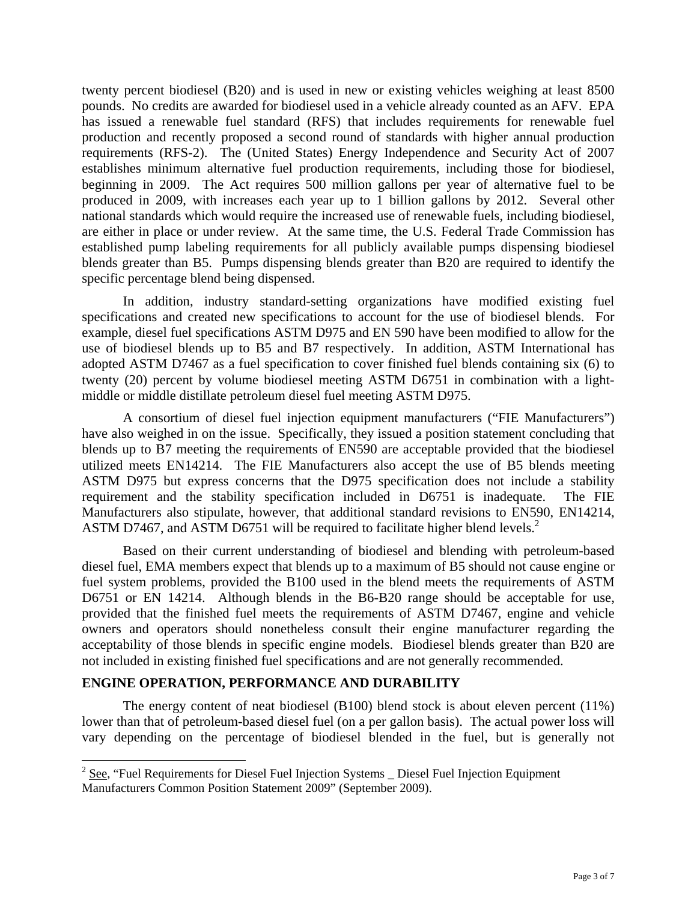twenty percent biodiesel (B20) and is used in new or existing vehicles weighing at least 8500 pounds. No credits are awarded for biodiesel used in a vehicle already counted as an AFV. EPA has issued a renewable fuel standard (RFS) that includes requirements for renewable fuel production and recently proposed a second round of standards with higher annual production requirements (RFS-2). The (United States) Energy Independence and Security Act of 2007 establishes minimum alternative fuel production requirements, including those for biodiesel, beginning in 2009. The Act requires 500 million gallons per year of alternative fuel to be produced in 2009, with increases each year up to 1 billion gallons by 2012. Several other national standards which would require the increased use of renewable fuels, including biodiesel, are either in place or under review. At the same time, the U.S. Federal Trade Commission has established pump labeling requirements for all publicly available pumps dispensing biodiesel blends greater than B5. Pumps dispensing blends greater than B20 are required to identify the specific percentage blend being dispensed.

In addition, industry standard-setting organizations have modified existing fuel specifications and created new specifications to account for the use of biodiesel blends. For example, diesel fuel specifications ASTM D975 and EN 590 have been modified to allow for the use of biodiesel blends up to B5 and B7 respectively. In addition, ASTM International has adopted ASTM D7467 as a fuel specification to cover finished fuel blends containing six (6) to twenty (20) percent by volume biodiesel meeting ASTM D6751 in combination with a light-middle or middle distillate petroleum diesel fuel meeting ASTM D975.

A consortium of diesel fuel injection equipment manufacturers ("FIE Manufacturers") have also weighed in on the issue. Specifically, they issued a position statement concluding that blends up to B7 meeting the requirements of EN590 are acceptable provided that the biodiesel utilized meets EN14214. The FIE Manufacturers also accept the use of B5 blends meeting ASTM D975 but express concerns that the D975 specification does not include a stability requirement and the stability specification included in D6751 is inadequate. The FIE Manufacturers also stipulate, however, that additional standard revisions to EN590, EN14214, ASTM D7467, and ASTM D6751 will be required to facilitate higher blend levels.[2]

Based on their current understanding of biodiesel and blending with petroleum-based diesel fuel, EMA members expect that blends up to a maximum of B5 should not cause engine or fuel system problems, provided the B100 used in the blend meets the requirements of ASTM D6751 or EN 14214. Although blends in the B6-B20 range should be acceptable for use, provided that the finished fuel meets the requirements of ASTM D7467, engine and vehicle owners and operators should nonetheless consult their engine manufacturer regarding the acceptability of those blends in specific engine models. Biodiesel blends greater than B20 are not included in existing finished fuel specifications and are not generally recommended.

## ENGINE OPERATION, PERFORMANCE AND DURABILITY

The energy content of neat biodiesel (B100) blend stock is about eleven percent (11%) lower than that of petroleum-based diesel fuel (on a per gallon basis). The actual power loss will vary depending on the percentage of biodiesel blended in the fuel, but is generally not

[2] See, "Fuel Requirements for Diesel Fuel Injection Systems _ Diesel Fuel Injection Equipment Manufacturers Common Position Statement 2009" (September 2009).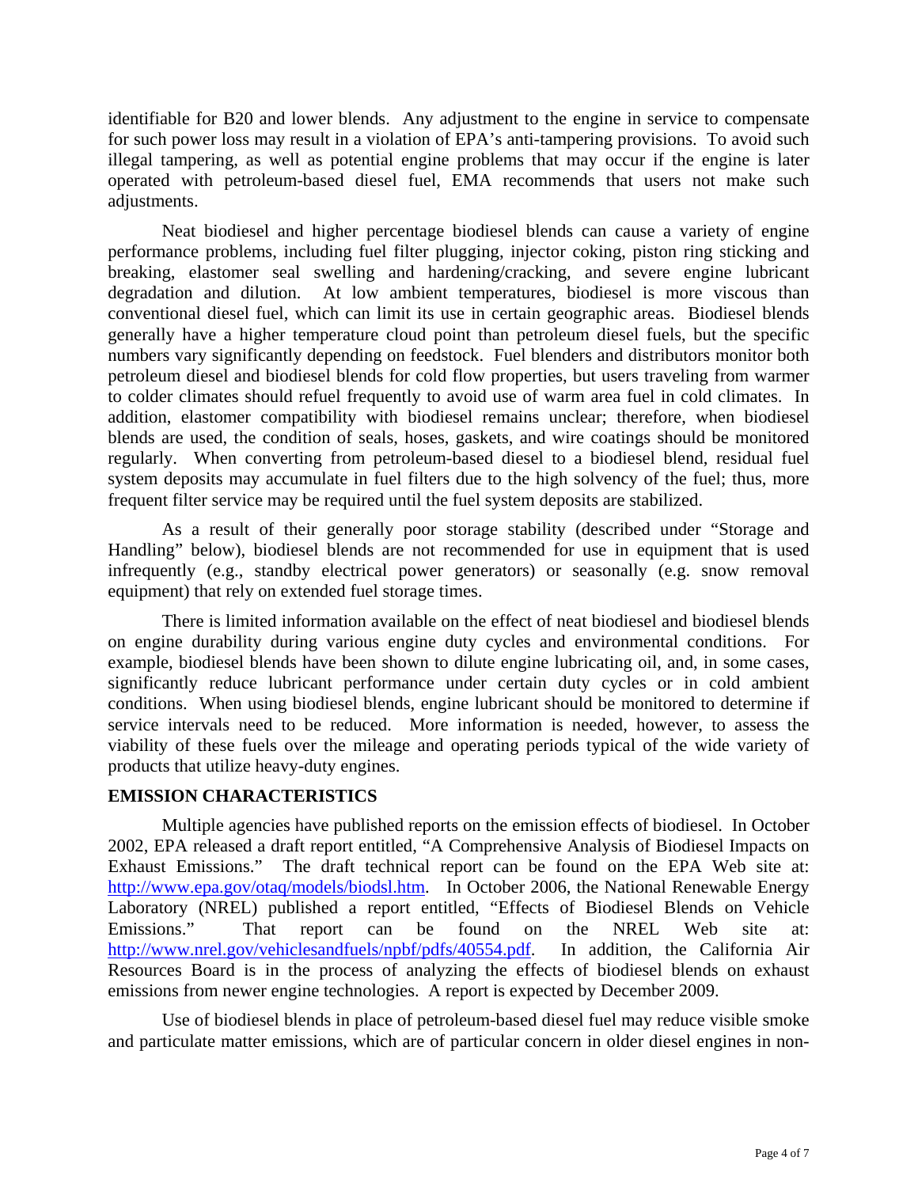identifiable for B20 and lower blends. Any adjustment to the engine in service to compensate for such power loss may result in a violation of EPA's anti-tampering provisions. To avoid such illegal tampering, as well as potential engine problems that may occur if the engine is later operated with petroleum-based diesel fuel, EMA recommends that users not make such adjustments.

Neat biodiesel and higher percentage biodiesel blends can cause a variety of engine performance problems, including fuel filter plugging, injector coking, piston ring sticking and breaking, elastomer seal swelling and hardening/cracking, and severe engine lubricant degradation and dilution. At low ambient temperatures, biodiesel is more viscous than conventional diesel fuel, which can limit its use in certain geographic areas. Biodiesel blends generally have a higher temperature cloud point than petroleum diesel fuels, but the specific numbers vary significantly depending on feedstock. Fuel blenders and distributors monitor both petroleum diesel and biodiesel blends for cold flow properties, but users traveling from warmer to colder climates should refuel frequently to avoid use of warm area fuel in cold climates. In addition, elastomer compatibility with biodiesel remains unclear; therefore, when biodiesel blends are used, the condition of seals, hoses, gaskets, and wire coatings should be monitored regularly. When converting from petroleum-based diesel to a biodiesel blend, residual fuel system deposits may accumulate in fuel filters due to the high solvency of the fuel; thus, more frequent filter service may be required until the fuel system deposits are stabilized.

As a result of their generally poor storage stability (described under "Storage and Handling" below), biodiesel blends are not recommended for use in equipment that is used infrequently (e.g., standby electrical power generators) or seasonally (e.g. snow removal equipment) that rely on extended fuel storage times.

There is limited information available on the effect of neat biodiesel and biodiesel blends on engine durability during various engine duty cycles and environmental conditions. For example, biodiesel blends have been shown to dilute engine lubricating oil, and, in some cases, significantly reduce lubricant performance under certain duty cycles or in cold ambient conditions. When using biodiesel blends, engine lubricant should be monitored to determine if service intervals need to be reduced. More information is needed, however, to assess the viability of these fuels over the mileage and operating periods typical of the wide variety of products that utilize heavy-duty engines.

## EMISSION CHARACTERISTICS

Multiple agencies have published reports on the emission effects of biodiesel. In October 2002, EPA released a draft report entitled, "A Comprehensive Analysis of Biodiesel Impacts on Exhaust Emissions." The draft technical report can be found on the EPA Web site at: http://www.epa.gov/otaq/models/biodsl.htm. In October 2006, the National Renewable Energy Laboratory (NREL) published a report entitled, "Effects of Biodiesel Blends on Vehicle Emissions." That report can be found on the NREL Web site at: http://www.nrel.gov/vehiclesandfuels/npbf/pdfs/40554.pdf. In addition, the California Air Resources Board is in the process of analyzing the effects of biodiesel blends on exhaust emissions from newer engine technologies. A report is expected by December 2009.

Use of biodiesel blends in place of petroleum-based diesel fuel may reduce visible smoke and particulate matter emissions, which are of particular concern in older diesel engines in non-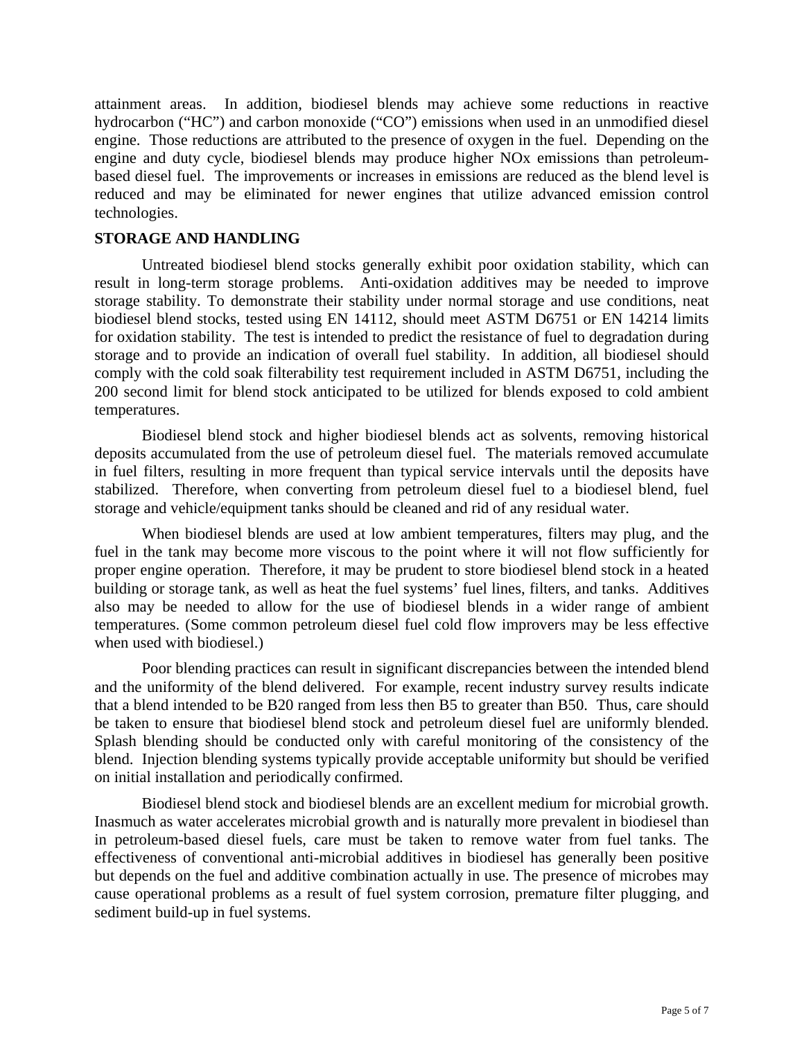attainment areas. In addition, biodiesel blends may achieve some reductions in reactive hydrocarbon ("HC") and carbon monoxide ("CO") emissions when used in an unmodified diesel engine. Those reductions are attributed to the presence of oxygen in the fuel. Depending on the engine and duty cycle, biodiesel blends may produce higher NOx emissions than petroleum-based diesel fuel. The improvements or increases in emissions are reduced as the blend level is reduced and may be eliminated for newer engines that utilize advanced emission control technologies.

## STORAGE AND HANDLING

Untreated biodiesel blend stocks generally exhibit poor oxidation stability, which can result in long-term storage problems. Anti-oxidation additives may be needed to improve storage stability. To demonstrate their stability under normal storage and use conditions, neat biodiesel blend stocks, tested using EN 14112, should meet ASTM D6751 or EN 14214 limits for oxidation stability. The test is intended to predict the resistance of fuel to degradation during storage and to provide an indication of overall fuel stability. In addition, all biodiesel should comply with the cold soak filterability test requirement included in ASTM D6751, including the 200 second limit for blend stock anticipated to be utilized for blends exposed to cold ambient temperatures.

Biodiesel blend stock and higher biodiesel blends act as solvents, removing historical deposits accumulated from the use of petroleum diesel fuel. The materials removed accumulate in fuel filters, resulting in more frequent than typical service intervals until the deposits have stabilized. Therefore, when converting from petroleum diesel fuel to a biodiesel blend, fuel storage and vehicle/equipment tanks should be cleaned and rid of any residual water.

When biodiesel blends are used at low ambient temperatures, filters may plug, and the fuel in the tank may become more viscous to the point where it will not flow sufficiently for proper engine operation. Therefore, it may be prudent to store biodiesel blend stock in a heated building or storage tank, as well as heat the fuel systems' fuel lines, filters, and tanks. Additives also may be needed to allow for the use of biodiesel blends in a wider range of ambient temperatures. (Some common petroleum diesel fuel cold flow improvers may be less effective when used with biodiesel.)

Poor blending practices can result in significant discrepancies between the intended blend and the uniformity of the blend delivered. For example, recent industry survey results indicate that a blend intended to be B20 ranged from less then B5 to greater than B50. Thus, care should be taken to ensure that biodiesel blend stock and petroleum diesel fuel are uniformly blended. Splash blending should be conducted only with careful monitoring of the consistency of the blend. Injection blending systems typically provide acceptable uniformity but should be verified on initial installation and periodically confirmed.

Biodiesel blend stock and biodiesel blends are an excellent medium for microbial growth. Inasmuch as water accelerates microbial growth and is naturally more prevalent in biodiesel than in petroleum-based diesel fuels, care must be taken to remove water from fuel tanks. The effectiveness of conventional anti-microbial additives in biodiesel has generally been positive but depends on the fuel and additive combination actually in use. The presence of microbes may cause operational problems as a result of fuel system corrosion, premature filter plugging, and sediment build-up in fuel systems.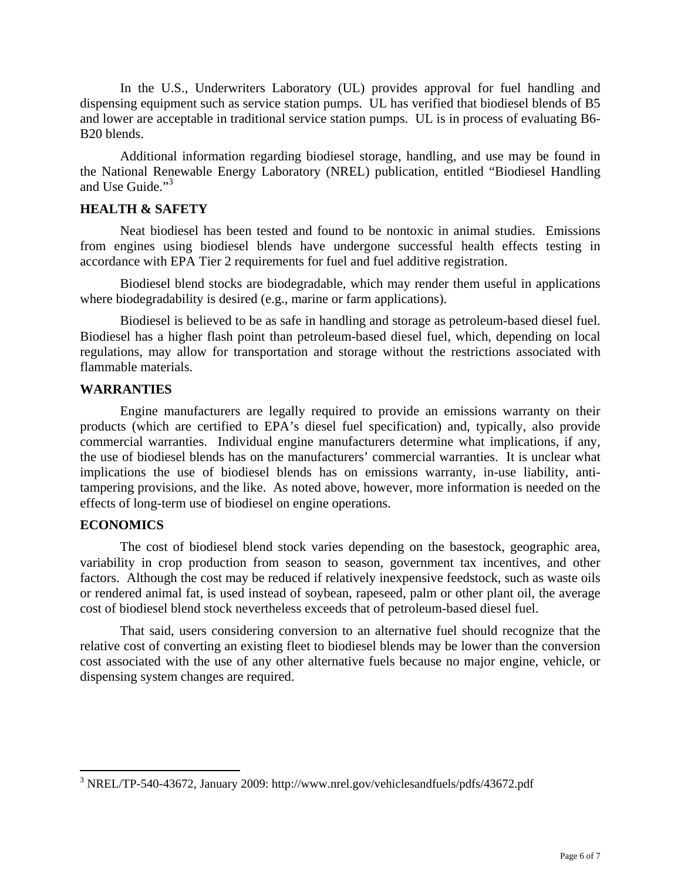In the U.S., Underwriters Laboratory (UL) provides approval for fuel handling and dispensing equipment such as service station pumps. UL has verified that biodiesel blends of B5 and lower are acceptable in traditional service station pumps. UL is in process of evaluating B6-B20 blends.

Additional information regarding biodiesel storage, handling, and use may be found in the National Renewable Energy Laboratory (NREL) publication, entitled "Biodiesel Handling and Use Guide."[3]

## HEALTH & SAFETY

Neat biodiesel has been tested and found to be nontoxic in animal studies. Emissions from engines using biodiesel blends have undergone successful health effects testing in accordance with EPA Tier 2 requirements for fuel and fuel additive registration.

Biodiesel blend stocks are biodegradable, which may render them useful in applications where biodegradability is desired (e.g., marine or farm applications).

Biodiesel is believed to be as safe in handling and storage as petroleum-based diesel fuel. Biodiesel has a higher flash point than petroleum-based diesel fuel, which, depending on local regulations, may allow for transportation and storage without the restrictions associated with flammable materials.

## WARRANTIES

Engine manufacturers are legally required to provide an emissions warranty on their products (which are certified to EPA's diesel fuel specification) and, typically, also provide commercial warranties. Individual engine manufacturers determine what implications, if any, the use of biodiesel blends has on the manufacturers' commercial warranties. It is unclear what implications the use of biodiesel blends has on emissions warranty, in-use liability, anti-tampering provisions, and the like. As noted above, however, more information is needed on the effects of long-term use of biodiesel on engine operations.

## ECONOMICS

The cost of biodiesel blend stock varies depending on the basestock, geographic area, variability in crop production from season to season, government tax incentives, and other factors. Although the cost may be reduced if relatively inexpensive feedstock, such as waste oils or rendered animal fat, is used instead of soybean, rapeseed, palm or other plant oil, the average cost of biodiesel blend stock nevertheless exceeds that of petroleum-based diesel fuel.

That said, users considering conversion to an alternative fuel should recognize that the relative cost of converting an existing fleet to biodiesel blends may be lower than the conversion cost associated with the use of any other alternative fuels because no major engine, vehicle, or dispensing system changes are required.

---

[3] NREL/TP-540-43672, January 2009: http://www.nrel.gov/vehiclesandfuels/pdfs/43672.pdf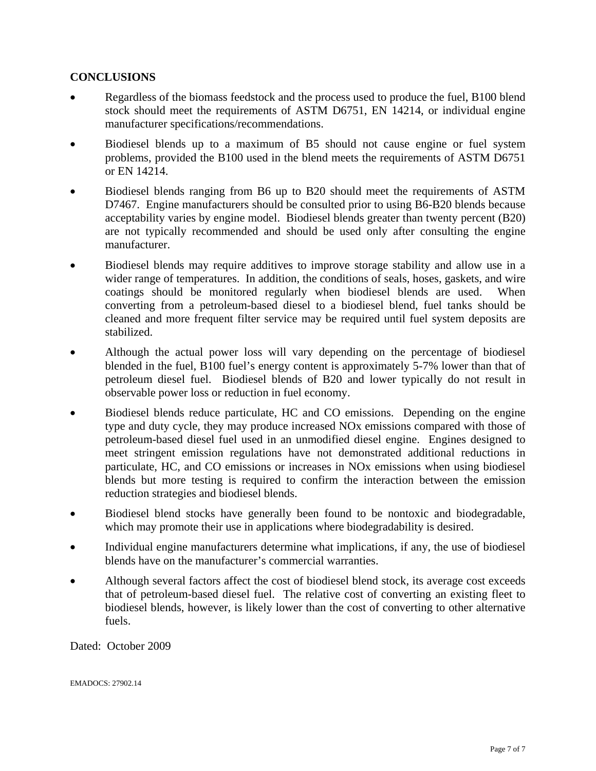**CONCLUSIONS**

- Regardless of the biomass feedstock and the process used to produce the fuel, B100 blend stock should meet the requirements of ASTM D6751, EN 14214, or individual engine manufacturer specifications/recommendations.
- Biodiesel blends up to a maximum of B5 should not cause engine or fuel system problems, provided the B100 used in the blend meets the requirements of ASTM D6751 or EN 14214.
- Biodiesel blends ranging from B6 up to B20 should meet the requirements of ASTM D7467. Engine manufacturers should be consulted prior to using B6-B20 blends because acceptability varies by engine model. Biodiesel blends greater than twenty percent (B20) are not typically recommended and should be used only after consulting the engine manufacturer.
- Biodiesel blends may require additives to improve storage stability and allow use in a wider range of temperatures. In addition, the conditions of seals, hoses, gaskets, and wire coatings should be monitored regularly when biodiesel blends are used. When converting from a petroleum-based diesel to a biodiesel blend, fuel tanks should be cleaned and more frequent filter service may be required until fuel system deposits are stabilized.
- Although the actual power loss will vary depending on the percentage of biodiesel blended in the fuel, B100 fuel's energy content is approximately 5-7% lower than that of petroleum diesel fuel. Biodiesel blends of B20 and lower typically do not result in observable power loss or reduction in fuel economy.
- Biodiesel blends reduce particulate, HC and CO emissions. Depending on the engine type and duty cycle, they may produce increased NOx emissions compared with those of petroleum-based diesel fuel used in an unmodified diesel engine. Engines designed to meet stringent emission regulations have not demonstrated additional reductions in particulate, HC, and CO emissions or increases in NOx emissions when using biodiesel blends but more testing is required to confirm the interaction between the emission reduction strategies and biodiesel blends.
- Biodiesel blend stocks have generally been found to be nontoxic and biodegradable, which may promote their use in applications where biodegradability is desired.
- Individual engine manufacturers determine what implications, if any, the use of biodiesel blends have on the manufacturer's commercial warranties.
- Although several factors affect the cost of biodiesel blend stock, its average cost exceeds that of petroleum-based diesel fuel. The relative cost of converting an existing fleet to biodiesel blends, however, is likely lower than the cost of converting to other alternative fuels.

Dated: October 2009

EMADOCS: 27902.14